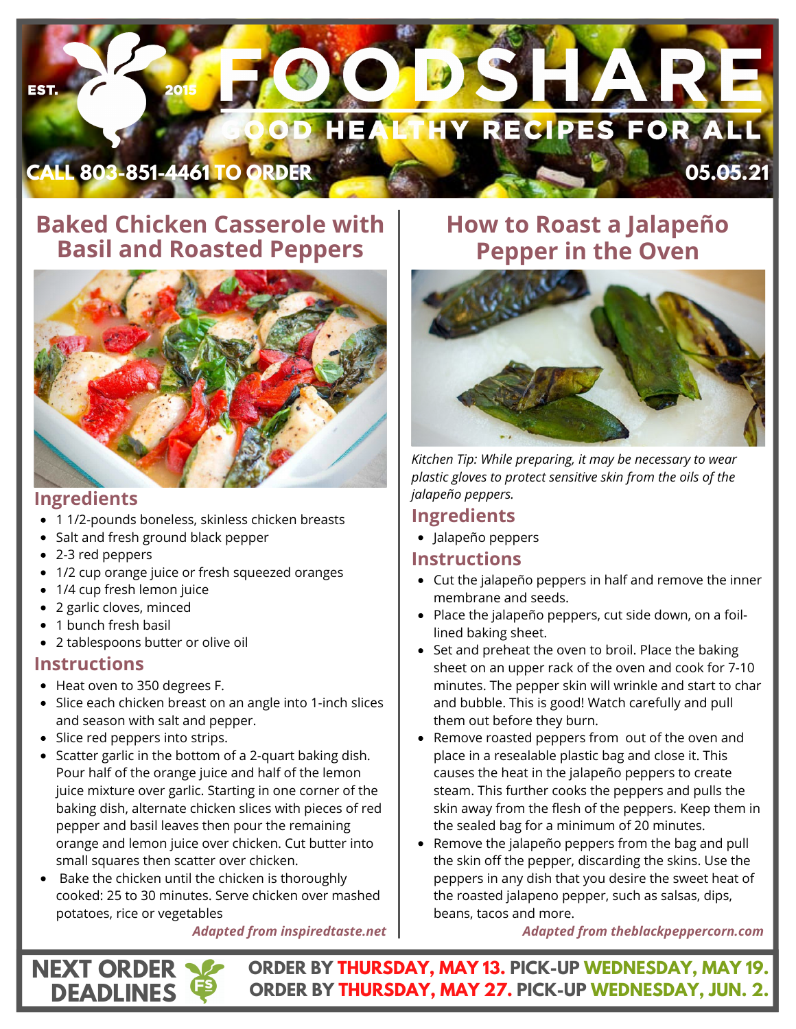# FOODSHARE

EST. 2015

GOOD HEALTHY RECIPES FOR ALL

CALL 803-851-4461 TO ORDER

05.05.21

## Baked Chicken Casserole with Basil and Roasted Peppers

### Ingredients

- 1 1/2-pounds boneless, skinless chicken breasts
- Salt and fresh ground black pepper
- 2-3 red peppers
- 1/2 cup orange juice or fresh squeezed oranges
- 1/4 cup fresh lemon juice
- 2 garlic cloves, minced
- 1 bunch fresh basil
- 2 tablespoons butter or olive oil

### Instructions

- Heat oven to 350 degrees F.
- Slice each chicken breast on an angle into 1-inch slices and season with salt and pepper.
- Slice red peppers into strips.
- Scatter garlic in the bottom of a 2-quart baking dish. Pour half of the orange juice and half of the lemon juice mixture over garlic. Starting in one corner of the baking dish, alternate chicken slices with pieces of red pepper and basil leaves then pour the remaining orange and lemon juice over chicken. Cut butter into small squares then scatter over chicken.
- Bake the chicken until the chicken is thoroughly cooked: 25 to 30 minutes. Serve chicken over mashed potatoes, rice or vegetables

*Adapted from inspiredtaste.net*

## How to Roast a Jalapeño Pepper in the Oven

*Kitchen Tip: While preparing, it may be necessary to wear plastic gloves to protect sensitive skin from the oils of the jalapeño peppers.*

### Ingredients

- Jalapeño peppers

### Instructions

- Cut the jalapeño peppers in half and remove the inner membrane and seeds.
- Place the jalapeño peppers, cut side down, on a foil-lined baking sheet.
- Set and preheat the oven to broil. Place the baking sheet on an upper rack of the oven and cook for 7-10 minutes. The pepper skin will wrinkle and start to char and bubble. This is good! Watch carefully and pull them out before they burn.
- Remove roasted peppers from out of the oven and place in a resealable plastic bag and close it. This causes the heat in the jalapeño peppers to create steam. This further cooks the peppers and pulls the skin away from the flesh of the peppers. Keep them in the sealed bag for a minimum of 20 minutes.
- Remove the jalapeño peppers from the bag and pull the skin off the pepper, discarding the skins. Use the peppers in any dish that you desire the sweet heat of the roasted jalapeno pepper, such as salsas, dips, beans, tacos and more.

*Adapted from theblackpeppercorn.com*

**NEXT ORDER DEADLINES**

**ORDER BY THURSDAY, MAY 13. PICK-UP WEDNESDAY, MAY 19.**
**ORDER BY THURSDAY, MAY 27. PICK-UP WEDNESDAY, JUN. 2.**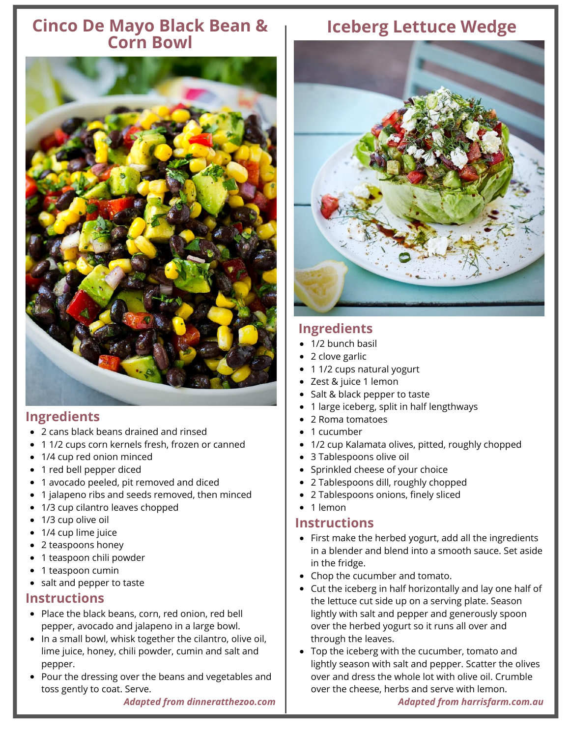# Cinco De Mayo Black Bean & Corn Bowl

## Ingredients

- 2 cans black beans drained and rinsed
- 1 1/2 cups corn kernels fresh, frozen or canned
- 1/4 cup red onion minced
- 1 red bell pepper diced
- 1 avocado peeled, pit removed and diced
- 1 jalapeno ribs and seeds removed, then minced
- 1/3 cup cilantro leaves chopped
- 1/3 cup olive oil
- 1/4 cup lime juice
- 2 teaspoons honey
- 1 teaspoon chili powder
- 1 teaspoon cumin
- salt and pepper to taste

## Instructions

- Place the black beans, corn, red onion, red bell pepper, avocado and jalapeno in a large bowl.
- In a small bowl, whisk together the cilantro, olive oil, lime juice, honey, chili powder, cumin and salt and pepper.
- Pour the dressing over the beans and vegetables and toss gently to coat. Serve.

*Adapted from dinneratthezoo.com*

# Iceberg Lettuce Wedge

## Ingredients

- 1/2 bunch basil
- 2 clove garlic
- 1 1/2 cups natural yogurt
- Zest & juice 1 lemon
- Salt & black pepper to taste
- 1 large iceberg, split in half lengthways
- 2 Roma tomatoes
- 1 cucumber
- 1/2 cup Kalamata olives, pitted, roughly chopped
- 3 Tablespoons olive oil
- Sprinkled cheese of your choice
- 2 Tablespoons dill, roughly chopped
- 2 Tablespoons onions, finely sliced
- 1 lemon

## Instructions

- First make the herbed yogurt, add all the ingredients in a blender and blend into a smooth sauce. Set aside in the fridge.
- Chop the cucumber and tomato.
- Cut the iceberg in half horizontally and lay one half of the lettuce cut side up on a serving plate. Season lightly with salt and pepper and generously spoon over the herbed yogurt so it runs all over and through the leaves.
- Top the iceberg with the cucumber, tomato and lightly season with salt and pepper. Scatter the olives over and dress the whole lot with olive oil. Crumble over the cheese, herbs and serve with lemon.

*Adapted from harrisfarm.com.au*